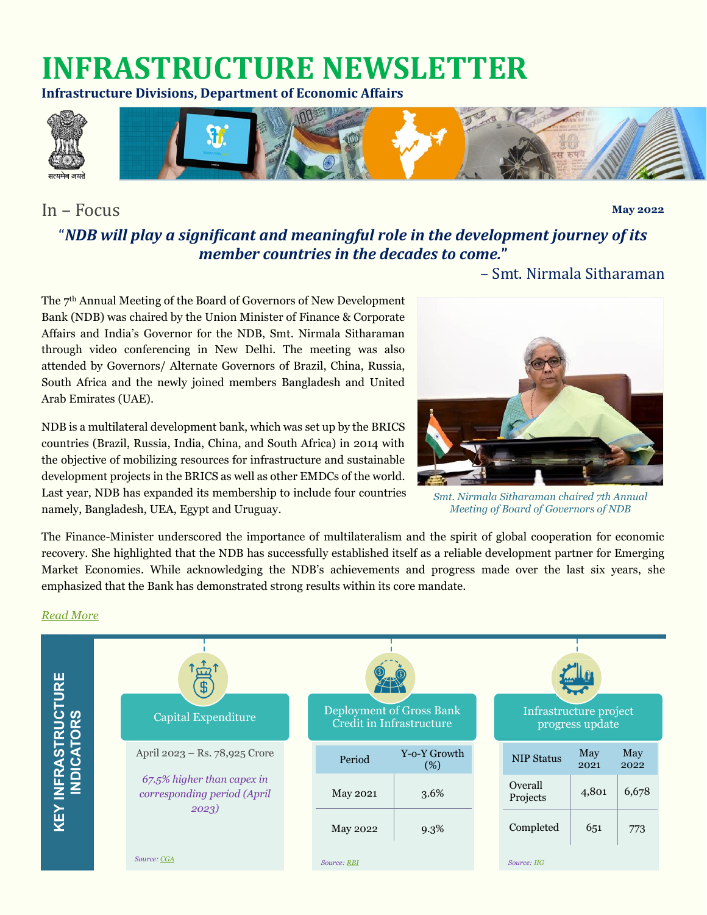# INFRASTRUCTURE NEWSLETTER

**Infrastructure Divisions, Department of Economic Affairs**

## In – Focus

**May 2022**

***"NDB will play a significant and meaningful role in the development journey of its member countries in the decades to come."***

– Smt. Nirmala Sitharaman

The 7th Annual Meeting of the Board of Governors of New Development Bank (NDB) was chaired by the Union Minister of Finance & Corporate Affairs and India's Governor for the NDB, Smt. Nirmala Sitharaman through video conferencing in New Delhi. The meeting was also attended by Governors/ Alternate Governors of Brazil, China, Russia, South Africa and the newly joined members Bangladesh and United Arab Emirates (UAE).

NDB is a multilateral development bank, which was set up by the BRICS countries (Brazil, Russia, India, China, and South Africa) in 2014 with the objective of mobilizing resources for infrastructure and sustainable development projects in the BRICS as well as other EMDCs of the world. Last year, NDB has expanded its membership to include four countries namely, Bangladesh, UEA, Egypt and Uruguay.

*Smt. Nirmala Sitharaman chaired 7th Annual Meeting of Board of Governors of NDB*

The Finance-Minister underscored the importance of multilateralism and the spirit of global cooperation for economic recovery. She highlighted that the NDB has successfully established itself as a reliable development partner for Emerging Market Economies. While acknowledging the NDB's achievements and progress made over the last six years, she emphasized that the Bank has demonstrated strong results within its core mandate.

*Read More*

## KEY INFRASTRUCTURE INDICATORS

### Capital Expenditure

April 2023 – Rs. 78,925 Crore

*67.5% higher than capex in corresponding period (April 2023)*

*Source: CGA*

### Deployment of Gross Bank Credit in Infrastructure

| Period | Y-o-Y Growth (%) |
|---|---|
| May 2021 | 3.6% |
| May 2022 | 9.3% |

*Source: RBI*

### Infrastructure project progress update

| NIP Status | May 2021 | May 2022 |
|---|---|---|
| Overall Projects | 4,801 | 6,678 |
| Completed | 651 | 773 |

*Source: IIG*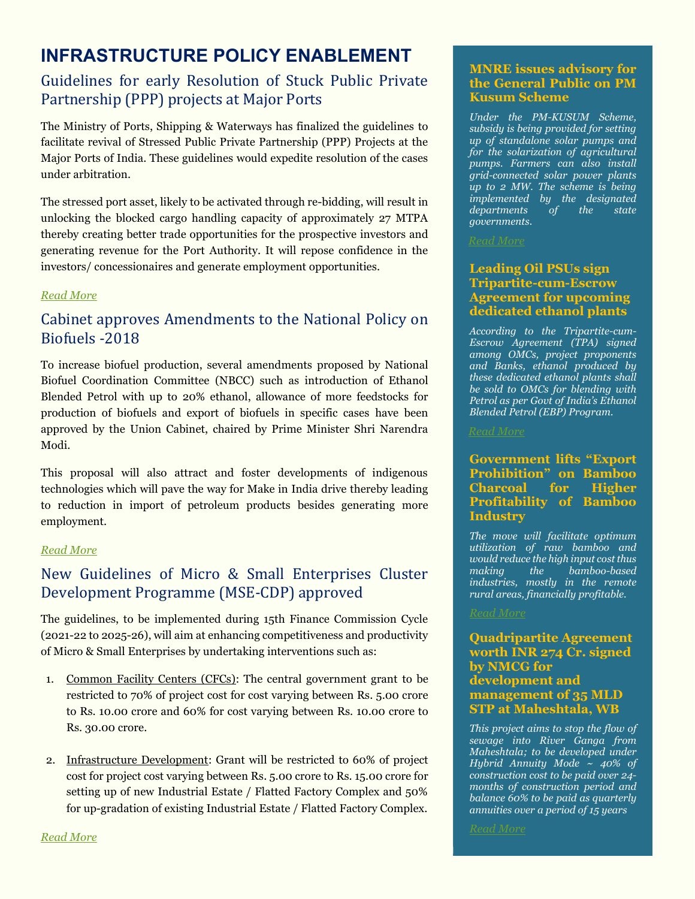# INFRASTRUCTURE POLICY ENABLEMENT

## Guidelines for early Resolution of Stuck Public Private Partnership (PPP) projects at Major Ports

The Ministry of Ports, Shipping & Waterways has finalized the guidelines to facilitate revival of Stressed Public Private Partnership (PPP) Projects at the Major Ports of India. These guidelines would expedite resolution of the cases under arbitration.

The stressed port asset, likely to be activated through re-bidding, will result in unlocking the blocked cargo handling capacity of approximately 27 MTPA thereby creating better trade opportunities for the prospective investors and generating revenue for the Port Authority. It will repose confidence in the investors/ concessionaires and generate employment opportunities.

*Read More*

## Cabinet approves Amendments to the National Policy on Biofuels -2018

To increase biofuel production, several amendments proposed by National Biofuel Coordination Committee (NBCC) such as introduction of Ethanol Blended Petrol with up to 20% ethanol, allowance of more feedstocks for production of biofuels and export of biofuels in specific cases have been approved by the Union Cabinet, chaired by Prime Minister Shri Narendra Modi.

This proposal will also attract and foster developments of indigenous technologies which will pave the way for Make in India drive thereby leading to reduction in import of petroleum products besides generating more employment.

*Read More*

## New Guidelines of Micro & Small Enterprises Cluster Development Programme (MSE-CDP) approved

The guidelines, to be implemented during 15th Finance Commission Cycle (2021-22 to 2025-26), will aim at enhancing competitiveness and productivity of Micro & Small Enterprises by undertaking interventions such as:

1. Common Facility Centers (CFCs): The central government grant to be restricted to 70% of project cost for cost varying between Rs. 5.00 crore to Rs. 10.00 crore and 60% for cost varying between Rs. 10.00 crore to Rs. 30.00 crore.
2. Infrastructure Development: Grant will be restricted to 60% of project cost for project cost varying between Rs. 5.00 crore to Rs. 15.00 crore for setting up of new Industrial Estate / Flatted Factory Complex and 50% for up-gradation of existing Industrial Estate / Flatted Factory Complex.

*Read More*

### MNRE issues advisory for the General Public on PM Kusum Scheme

*Under the PM-KUSUM Scheme, subsidy is being provided for setting up of standalone solar pumps and for the solarization of agricultural pumps. Farmers can also install grid-connected solar power plants up to 2 MW. The scheme is being implemented by the designated departments of the state governments.*

*Read More*

### Leading Oil PSUs sign Tripartite-cum-Escrow Agreement for upcoming dedicated ethanol plants

*According to the Tripartite-cum-Escrow Agreement (TPA) signed among OMCs, project proponents and Banks, ethanol produced by these dedicated ethanol plants shall be sold to OMCs for blending with Petrol as per Govt of India's Ethanol Blended Petrol (EBP) Program.*

*Read More*

### Government lifts "Export Prohibition" on Bamboo Charcoal for Higher Profitability of Bamboo Industry

*The move will facilitate optimum utilization of raw bamboo and would reduce the high input cost thus making the bamboo-based industries, mostly in the remote rural areas, financially profitable.*

*Read More*

### Quadripartite Agreement worth INR 274 Cr. signed by NMCG for development and management of 35 MLD STP at Maheshtala, WB

*This project aims to stop the flow of sewage into River Ganga from Maheshtala; to be developed under Hybrid Annuity Mode ~ 40% of construction cost to be paid over 24-months of construction period and balance 60% to be paid as quarterly annuities over a period of 15 years*

*Read More*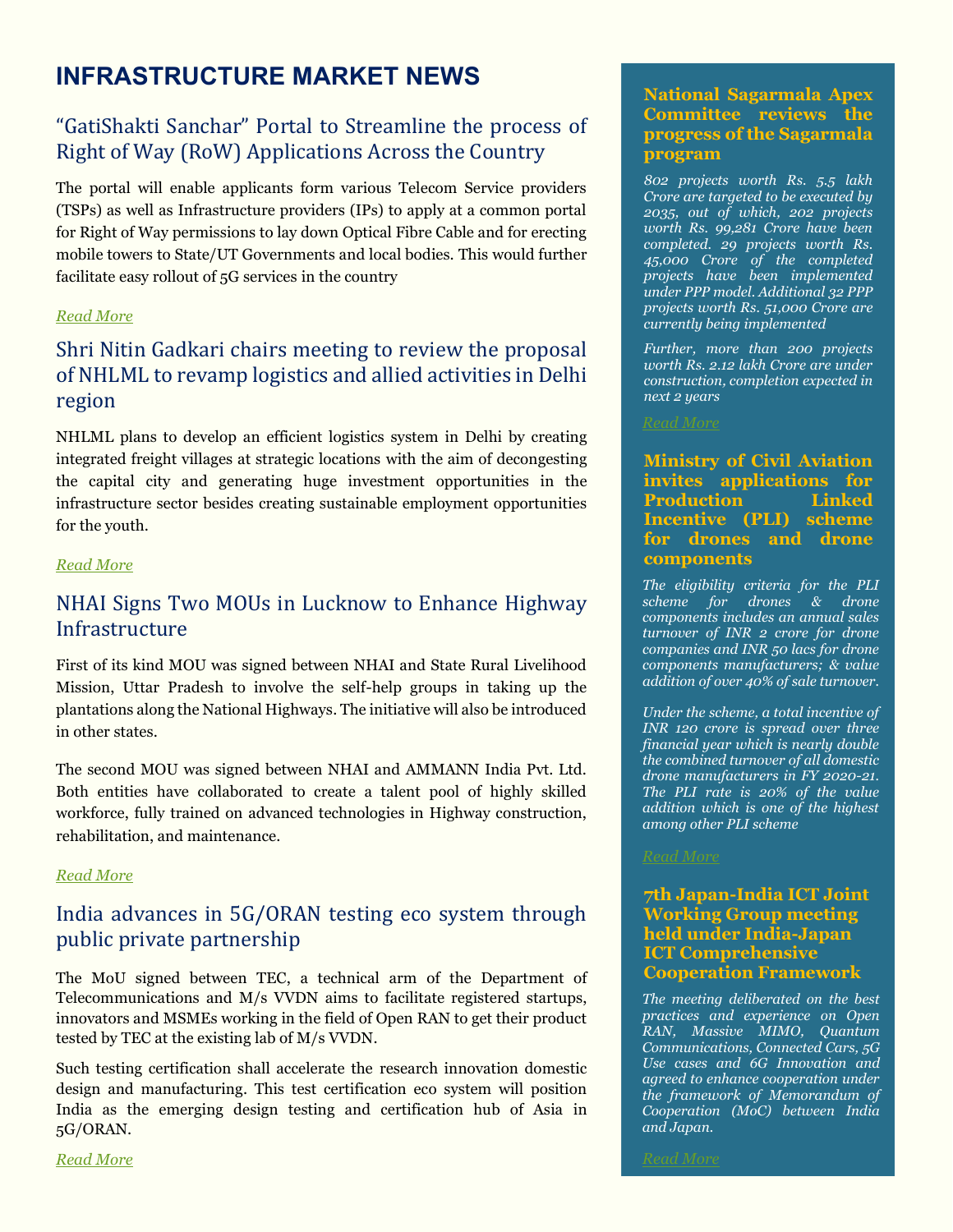# INFRASTRUCTURE MARKET NEWS

## "GatiShakti Sanchar" Portal to Streamline the process of Right of Way (RoW) Applications Across the Country

The portal will enable applicants form various Telecom Service providers (TSPs) as well as Infrastructure providers (IPs) to apply at a common portal for Right of Way permissions to lay down Optical Fibre Cable and for erecting mobile towers to State/UT Governments and local bodies. This would further facilitate easy rollout of 5G services in the country

*Read More*

## Shri Nitin Gadkari chairs meeting to review the proposal of NHLML to revamp logistics and allied activities in Delhi region

NHLML plans to develop an efficient logistics system in Delhi by creating integrated freight villages at strategic locations with the aim of decongesting the capital city and generating huge investment opportunities in the infrastructure sector besides creating sustainable employment opportunities for the youth.

*Read More*

## NHAI Signs Two MOUs in Lucknow to Enhance Highway Infrastructure

First of its kind MOU was signed between NHAI and State Rural Livelihood Mission, Uttar Pradesh to involve the self-help groups in taking up the plantations along the National Highways. The initiative will also be introduced in other states.

The second MOU was signed between NHAI and AMMANN India Pvt. Ltd. Both entities have collaborated to create a talent pool of highly skilled workforce, fully trained on advanced technologies in Highway construction, rehabilitation, and maintenance.

*Read More*

## India advances in 5G/ORAN testing eco system through public private partnership

The MoU signed between TEC, a technical arm of the Department of Telecommunications and M/s VVDN aims to facilitate registered startups, innovators and MSMEs working in the field of Open RAN to get their product tested by TEC at the existing lab of M/s VVDN.

Such testing certification shall accelerate the research innovation domestic design and manufacturing. This test certification eco system will position India as the emerging design testing and certification hub of Asia in 5G/ORAN.

*Read More*

### National Sagarmala Apex Committee reviews the progress of the Sagarmala program

*802 projects worth Rs. 5.5 lakh Crore are targeted to be executed by 2035, out of which, 202 projects worth Rs. 99,281 Crore have been completed. 29 projects worth Rs. 45,000 Crore of the completed projects have been implemented under PPP model. Additional 32 PPP projects worth Rs. 51,000 Crore are currently being implemented*

*Further, more than 200 projects worth Rs. 2.12 lakh Crore are under construction, completion expected in next 2 years*

*Read More*

### Ministry of Civil Aviation invites applications for Production Linked Incentive (PLI) scheme for drones and drone components

*The eligibility criteria for the PLI scheme for drones & drone components includes an annual sales turnover of INR 2 crore for drone companies and INR 50 lacs for drone components manufacturers; & value addition of over 40% of sale turnover.*

*Under the scheme, a total incentive of INR 120 crore is spread over three financial year which is nearly double the combined turnover of all domestic drone manufacturers in FY 2020-21. The PLI rate is 20% of the value addition which is one of the highest among other PLI scheme*

*Read More*

### 7th Japan-India ICT Joint Working Group meeting held under India-Japan ICT Comprehensive Cooperation Framework

*The meeting deliberated on the best practices and experience on Open RAN, Massive MIMO, Quantum Communications, Connected Cars, 5G Use cases and 6G Innovation and agreed to enhance cooperation under the framework of Memorandum of Cooperation (MoC) between India and Japan.*

*Read More*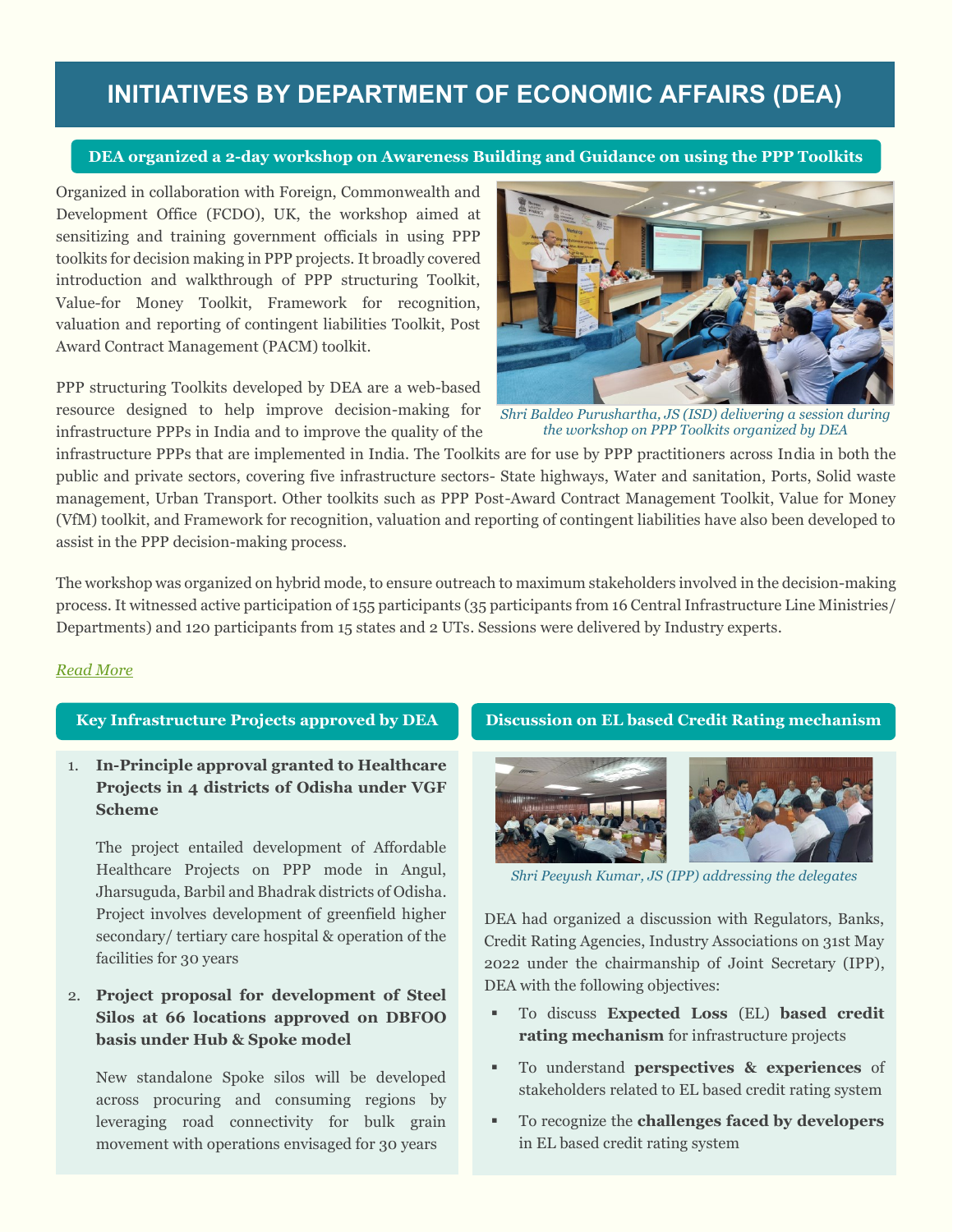# INITIATIVES BY DEPARTMENT OF ECONOMIC AFFAIRS (DEA)

## DEA organized a 2-day workshop on Awareness Building and Guidance on using the PPP Toolkits

Organized in collaboration with Foreign, Commonwealth and Development Office (FCDO), UK, the workshop aimed at sensitizing and training government officials in using PPP toolkits for decision making in PPP projects. It broadly covered introduction and walkthrough of PPP structuring Toolkit, Value-for Money Toolkit, Framework for recognition, valuation and reporting of contingent liabilities Toolkit, Post Award Contract Management (PACM) toolkit.

*Shri Baldeo Purushartha, JS (ISD) delivering a session during the workshop on PPP Toolkits organized by DEA*

PPP structuring Toolkits developed by DEA are a web-based resource designed to help improve decision-making for infrastructure PPPs in India and to improve the quality of the infrastructure PPPs that are implemented in India. The Toolkits are for use by PPP practitioners across India in both the public and private sectors, covering five infrastructure sectors- State highways, Water and sanitation, Ports, Solid waste management, Urban Transport. Other toolkits such as PPP Post-Award Contract Management Toolkit, Value for Money (VfM) toolkit, and Framework for recognition, valuation and reporting of contingent liabilities have also been developed to assist in the PPP decision-making process.

The workshop was organized on hybrid mode, to ensure outreach to maximum stakeholders involved in the decision-making process. It witnessed active participation of 155 participants (35 participants from 16 Central Infrastructure Line Ministries/ Departments) and 120 participants from 15 states and 2 UTs. Sessions were delivered by Industry experts.

*Read More*

## Key Infrastructure Projects approved by DEA

1. **In-Principle approval granted to Healthcare Projects in 4 districts of Odisha under VGF Scheme**

   The project entailed development of Affordable Healthcare Projects on PPP mode in Angul, Jharsuguda, Barbil and Bhadrak districts of Odisha. Project involves development of greenfield higher secondary/ tertiary care hospital & operation of the facilities for 30 years

2. **Project proposal for development of Steel Silos at 66 locations approved on DBFOO basis under Hub & Spoke model**

   New standalone Spoke silos will be developed across procuring and consuming regions by leveraging road connectivity for bulk grain movement with operations envisaged for 30 years

## Discussion on EL based Credit Rating mechanism

*Shri Peeyush Kumar, JS (IPP) addressing the delegates*

DEA had organized a discussion with Regulators, Banks, Credit Rating Agencies, Industry Associations on 31st May 2022 under the chairmanship of Joint Secretary (IPP), DEA with the following objectives:

- To discuss **Expected Loss** (EL) **based credit rating mechanism** for infrastructure projects
- To understand **perspectives & experiences** of stakeholders related to EL based credit rating system
- To recognize the **challenges faced by developers** in EL based credit rating system